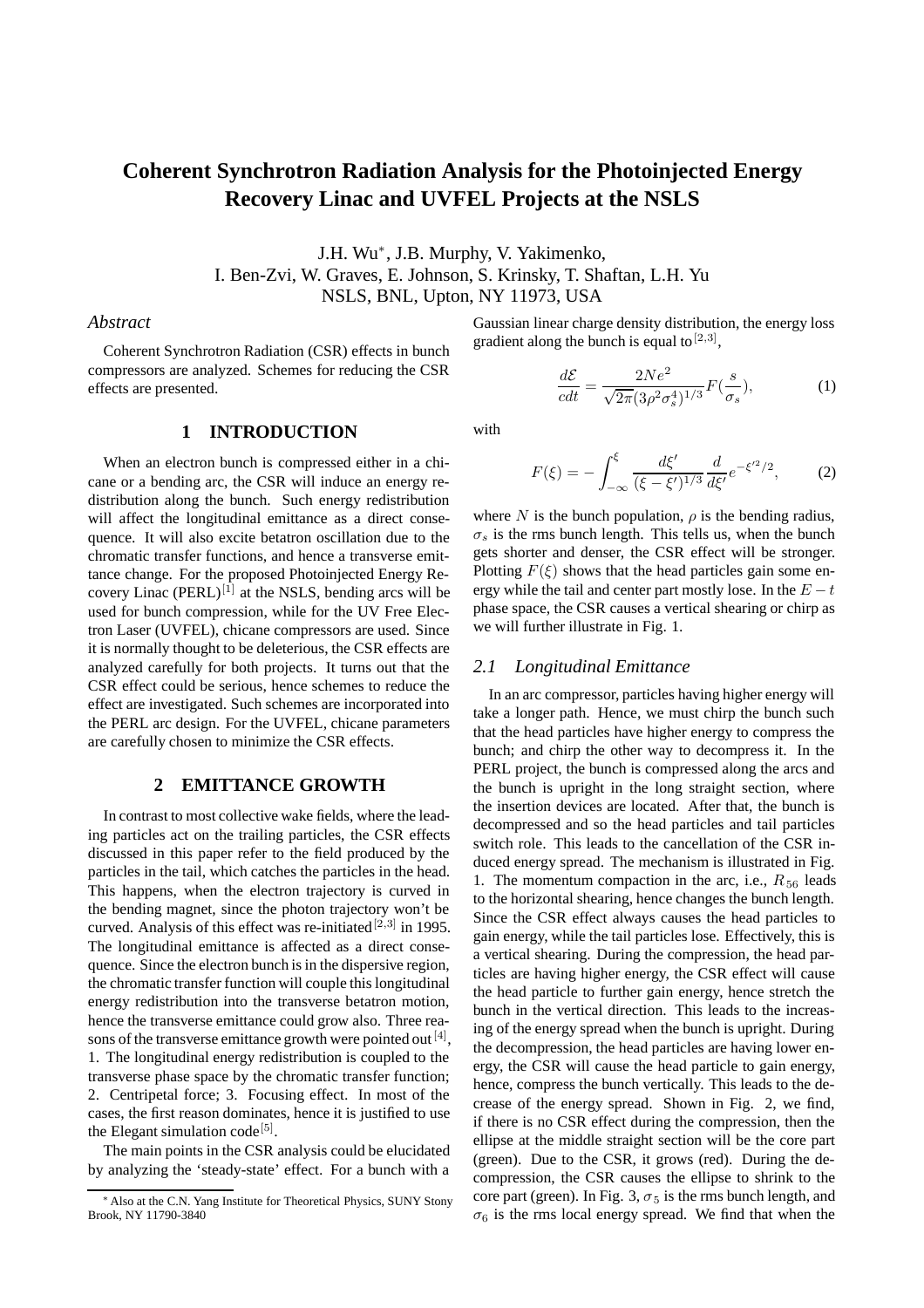# Coherent Synchrotron Radiation Analysis for the Photoinjected Energy Recovery Linac and UVFEL Projects at the NSLS

J.H. Wu*, J.B. Murphy, V. Yakimenko,
I. Ben-Zvi, W. Graves, E. Johnson, S. Krinsky, T. Shaftan, L.H. Yu
NSLS, BNL, Upton, NY 11973, USA

*Abstract*

Coherent Synchrotron Radiation (CSR) effects in bunch compressors are analyzed. Schemes for reducing the CSR effects are presented.

## 1 INTRODUCTION

When an electron bunch is compressed either in a chicane or a bending arc, the CSR will induce an energy redistribution along the bunch. Such energy redistribution will affect the longitudinal emittance as a direct consequence. It will also excite betatron oscillation due to the chromatic transfer functions, and hence a transverse emittance change. For the proposed Photoinjected Energy Recovery Linac (PERL)[1] at the NSLS, bending arcs will be used for bunch compression, while for the UV Free Electron Laser (UVFEL), chicane compressors are used. Since it is normally thought to be deleterious, the CSR effects are analyzed carefully for both projects. It turns out that the CSR effect could be serious, hence schemes to reduce the effect are investigated. Such schemes are incorporated into the PERL arc design. For the UVFEL, chicane parameters are carefully chosen to minimize the CSR effects.

## 2 EMITTANCE GROWTH

In contrast to most collective wake fields, where the leading particles act on the trailing particles, the CSR effects discussed in this paper refer to the field produced by the particles in the tail, which catches the particles in the head. This happens, when the electron trajectory is curved in the bending magnet, since the photon trajectory won't be curved. Analysis of this effect was re-initiated[2,3] in 1995. The longitudinal emittance is affected as a direct consequence. Since the electron bunch is in the dispersive region, the chromatic transfer function will couple this longitudinal energy redistribution into the transverse betatron motion, hence the transverse emittance could grow also. Three reasons of the transverse emittance growth were pointed out[4], 1. The longitudinal energy redistribution is coupled to the transverse phase space by the chromatic transfer function; 2. Centripetal force; 3. Focusing effect. In most of the cases, the first reason dominates, hence it is justified to use the Elegant simulation code[5].

The main points in the CSR analysis could be elucidated by analyzing the 'steady-state' effect. For a bunch with a Gaussian linear charge density distribution, the energy loss gradient along the bunch is equal to[2,3],

$$\frac{d\mathcal{E}}{cdt} = \frac{2Ne^2}{\sqrt{2\pi}(3\rho^2\sigma_s^4)^{1/3}}F(\frac{s}{\sigma_s}), \tag{1}$$

with

$$F(\xi) = -\int_{-\infty}^{\xi} \frac{d\xi'}{(\xi-\xi')^{1/3}} \frac{d}{d\xi'} e^{-\xi'^2/2}, \tag{2}$$

where $N$ is the bunch population, $\rho$ is the bending radius, $\sigma_s$ is the rms bunch length. This tells us, when the bunch gets shorter and denser, the CSR effect will be stronger. Plotting $F(\xi)$ shows that the head particles gain some energy while the tail and center part mostly lose. In the $E-t$ phase space, the CSR causes a vertical shearing or chirp as we will further illustrate in Fig. 1.

### *2.1 Longitudinal Emittance*

In an arc compressor, particles having higher energy will take a longer path. Hence, we must chirp the bunch such that the head particles have higher energy to compress the bunch; and chirp the other way to decompress it. In the PERL project, the bunch is compressed along the arcs and the bunch is upright in the long straight section, where the insertion devices are located. After that, the bunch is decompressed and so the head particles and tail particles switch role. This leads to the cancellation of the CSR induced energy spread. The mechanism is illustrated in Fig. 1. The momentum compaction in the arc, i.e., $R_{56}$ leads to the horizontal shearing, hence changes the bunch length. Since the CSR effect always causes the head particles to gain energy, while the tail particles lose. Effectively, this is a vertical shearing. During the compression, the head particles are having higher energy, the CSR effect will cause the head particle to further gain energy, hence stretch the bunch in the vertical direction. This leads to the increasing of the energy spread when the bunch is upright. During the decompression, the head particles are having lower energy, the CSR will cause the head particle to gain energy, hence, compress the bunch vertically. This leads to the decrease of the energy spread. Shown in Fig. 2, we find, if there is no CSR effect during the compression, then the ellipse at the middle straight section will be the core part (green). Due to the CSR, it grows (red). During the decompression, the CSR causes the ellipse to shrink to the core part (green). In Fig. 3, $\sigma_5$ is the rms bunch length, and $\sigma_6$ is the rms local energy spread. We find that when the

* Also at the C.N. Yang Institute for Theoretical Physics, SUNY Stony Brook, NY 11790-3840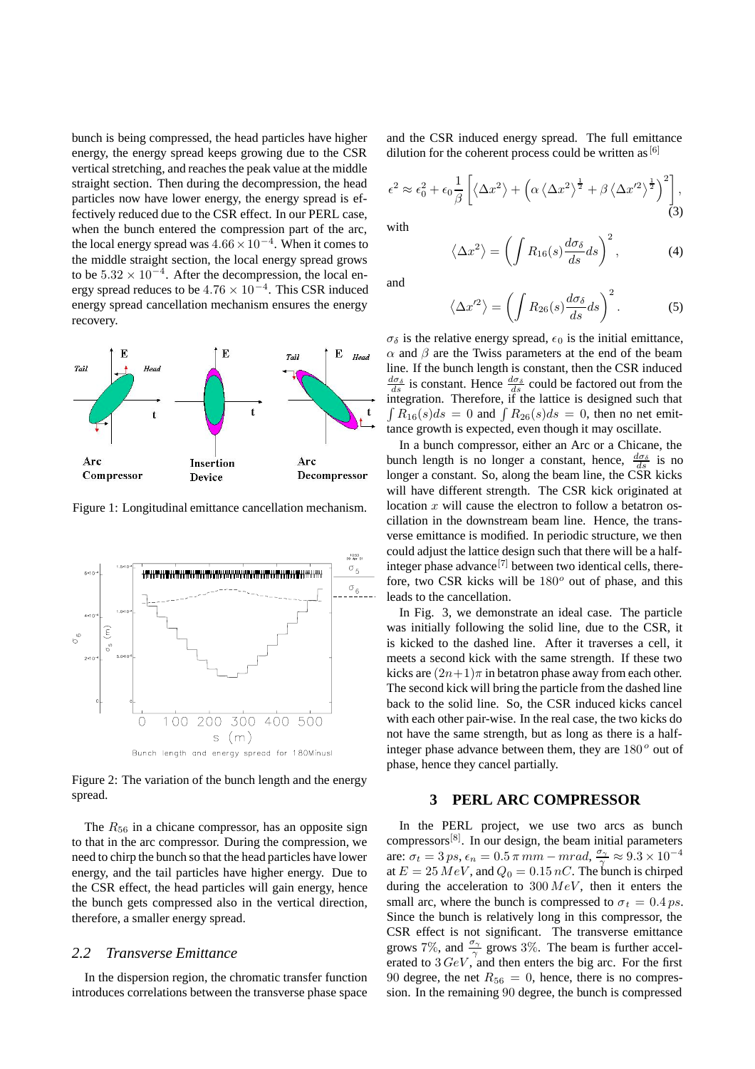bunch is being compressed, the head particles have higher energy, the energy spread keeps growing due to the CSR vertical stretching, and reaches the peak value at the middle straight section. Then during the decompression, the head particles now have lower energy, the energy spread is effectively reduced due to the CSR effect. In our PERL case, when the bunch entered the compression part of the arc, the local energy spread was $4.66 \times 10^{-4}$. When it comes to the middle straight section, the local energy spread grows to be $5.32 \times 10^{-4}$. After the decompression, the local energy spread reduces to be $4.76 \times 10^{-4}$. This CSR induced energy spread cancellation mechanism ensures the energy recovery.

Figure 1: Longitudinal emittance cancellation mechanism.

Figure 2: The variation of the bunch length and the energy spread.

The $R_{56}$ in a chicane compressor, has an opposite sign to that in the arc compressor. During the compression, we need to chirp the bunch so that the head particles have lower energy, and the tail particles have higher energy. Due to the CSR effect, the head particles will gain energy, hence the bunch gets compressed also in the vertical direction, therefore, a smaller energy spread.

### *2.2 Transverse Emittance*

In the dispersion region, the chromatic transfer function introduces correlations between the transverse phase space and the CSR induced energy spread. The full emittance dilution for the coherent process could be written as [6]

$$\epsilon^2 \approx \epsilon_0^2 + \epsilon_0 \frac{1}{\beta}\left[\left\langle \Delta x^2 \right\rangle + \left(\alpha \left\langle \Delta x^2 \right\rangle^{\frac{1}{2}} + \beta \left\langle \Delta x'^2 \right\rangle^{\frac{1}{2}}\right)^2\right], \quad (3)$$

with

$$\left\langle \Delta x^2 \right\rangle = \left( \int R_{16}(s) \frac{d\sigma_\delta}{ds} ds \right)^2, \quad (4)$$

and

$$\left\langle \Delta x'^2 \right\rangle = \left( \int R_{26}(s) \frac{d\sigma_\delta}{ds} ds \right)^2. \quad (5)$$

$\sigma_\delta$ is the relative energy spread, $\epsilon_0$ is the initial emittance, $\alpha$ and $\beta$ are the Twiss parameters at the end of the beam line. If the bunch length is constant, then the CSR induced $\frac{d\sigma_\delta}{ds}$ is constant. Hence $\frac{d\sigma_\delta}{ds}$ could be factored out from the integration. Therefore, if the lattice is designed such that $\int R_{16}(s)ds = 0$ and $\int R_{26}(s)ds = 0$, then no net emittance growth is expected, even though it may oscillate.

In a bunch compressor, either an Arc or a Chicane, the bunch length is no longer a constant, hence, $\frac{d\sigma_\delta}{ds}$ is no longer a constant. So, along the beam line, the CSR kicks will have different strength. The CSR kick originated at location $x$ will cause the electron to follow a betatron oscillation in the downstream beam line. Hence, the transverse emittance is modified. In periodic structure, we then could adjust the lattice design such that there will be a half-integer phase advance[7] between two identical cells, therefore, two CSR kicks will be $180^o$ out of phase, and this leads to the cancellation.

In Fig. 3, we demonstrate an ideal case. The particle was initially following the solid line, due to the CSR, it is kicked to the dashed line. After it traverses a cell, it meets a second kick with the same strength. If these two kicks are $(2n+1)\pi$ in betatron phase away from each other. The second kick will bring the particle from the dashed line back to the solid line. So, the CSR induced kicks cancel with each other pair-wise. In the real case, the two kicks do not have the same strength, but as long as there is a half-integer phase advance between them, they are $180^o$ out of phase, hence they cancel partially.

## 3 PERL ARC COMPRESSOR

In the PERL project, we use two arcs as bunch compressors[8]. In our design, the beam initial parameters are: $\sigma_t = 3\,ps$, $\epsilon_n = 0.5\,\pi\,mm-mrad$, $\frac{\sigma_\gamma}{\gamma} \approx 9.3 \times 10^{-4}$ at $E = 25\,MeV$, and $Q_0 = 0.15\,nC$. The bunch is chirped during the acceleration to $300\,MeV$, then it enters the small arc, where the bunch is compressed to $\sigma_t = 0.4\,ps$. Since the bunch is relatively long in this compressor, the CSR effect is not significant. The transverse emittance grows 7%, and $\frac{\sigma_\gamma}{\gamma}$ grows 3%. The beam is further accelerated to $3\,GeV$, and then enters the big arc. For the first 90 degree, the net $R_{56} = 0$, hence, there is no compression. In the remaining 90 degree, the bunch is compressed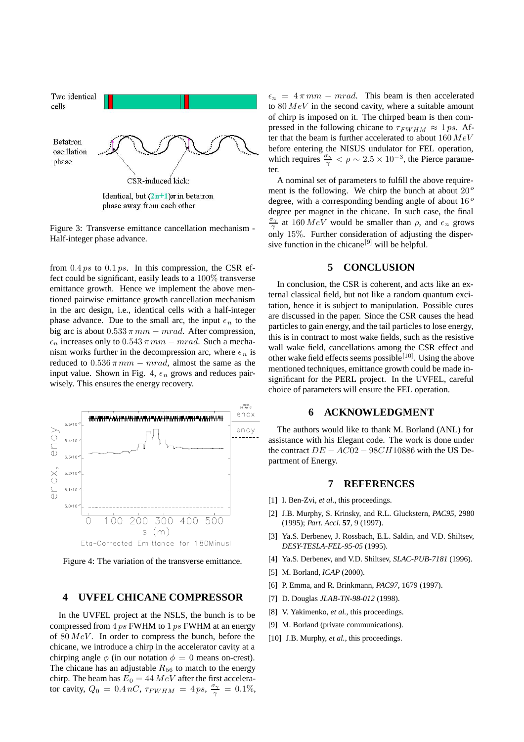Two identical cells

Betatron oscillation phase

CSR-induced kick:

Identical, but $(2n+1)\pi$ in betatron phase away from each other

Figure 3: Transverse emittance cancellation mechanism - Half-integer phase advance.

from $0.4\,ps$ to $0.1\,ps$. In this compression, the CSR effect could be significant, easily leads to a $100\%$ transverse emittance growth. Hence we implement the above mentioned pairwise emittance growth cancellation mechanism in the arc design, i.e., identical cells with a half-integer phase advance. Due to the small arc, the input $\epsilon_n$ to the big arc is about $0.533\,\pi\,mm-mrad$. After compression, $\epsilon_n$ increases only to $0.543\,\pi\,mm-mrad$. Such a mechanism works further in the decompression arc, where $\epsilon_n$ is reduced to $0.536\,\pi\,mm-mrad$, almost the same as the input value. Shown in Fig. 4, $\epsilon_n$ grows and reduces pairwisely. This ensures the energy recovery.

encx

ency

encx, ency

5.5×10⁻⁷

5.4×10⁻⁷

5.3×10⁻⁷

5.2×10⁻⁷

5.1×10⁻⁷

5.0×10⁻⁷

0 100 200 300 400 500

s (m)

Eta-Corrected Emittance for 180Minusl

Figure 4: The variation of the transverse emittance.

## 4 UVFEL CHICANE COMPRESSOR

In the UVFEL project at the NSLS, the bunch is to be compressed from $4\,ps$ FWHM to $1\,ps$ FWHM at an energy of $80\,MeV$. In order to compress the bunch, before the chicane, we introduce a chirp in the accelerator cavity at a chirping angle $\phi$ (in our notation $\phi = 0$ means on-crest). The chicane has an adjustable $R_{56}$ to match to the energy chirp. The beam has $E_0 = 44\,MeV$ after the first accelerator cavity, $Q_0 = 0.4\,nC$, $\tau_{FWHM} = 4\,ps$, $\frac{\sigma_\gamma}{\gamma} = 0.1\%$, $\epsilon_n = 4\,\pi\,mm-mrad$. This beam is then accelerated to $80\,MeV$ in the second cavity, where a suitable amount of chirp is imposed on it. The chirped beam is then compressed in the following chicane to $\tau_{FWHM} \approx 1\,ps$. After that the beam is further accelerated to about $160\,MeV$ before entering the NISUS undulator for FEL operation, which requires $\frac{\sigma_\gamma}{\gamma} < \rho \sim 2.5 \times 10^{-3}$, the Pierce parameter.

A nominal set of parameters to fulfill the above requirement is the following. We chirp the bunch at about $20^o$ degree, with a corresponding bending angle of about $16^o$ degree per magnet in the chicane. In such case, the final $\frac{\sigma_\gamma}{\gamma}$ at $160\,MeV$ would be smaller than $\rho$, and $\epsilon_n$ grows only $15\%$. Further consideration of adjusting the dispersive function in the chicane[9] will be helpful.

## 5 CONCLUSION

In conclusion, the CSR is coherent, and acts like an external classical field, but not like a random quantum excitation, hence it is subject to manipulation. Possible cures are discussed in the paper. Since the CSR causes the head particles to gain energy, and the tail particles to lose energy, this is in contract to most wake fields, such as the resistive wall wake field, cancellations among the CSR effect and other wake field effects seems possible[10]. Using the above mentioned techniques, emittance growth could be made insignificant for the PERL project. In the UVFEL, careful choice of parameters will ensure the FEL operation.

## 6 ACKNOWLEDGMENT

The authors would like to thank M. Borland (ANL) for assistance with his Elegant code. The work is done under the contract $DE-AC02-98CH10886$ with the US Department of Energy.

## 7 REFERENCES

[1] I. Ben-Zvi, *et al.*, this proceedings.

[2] J.B. Murphy, S. Krinsky, and R.L. Gluckstern, *PAC95*, 2980 (1995); *Part. Accl.* **57**, 9 (1997).

[3] Ya.S. Derbenev, J. Rossbach, E.L. Saldin, and V.D. Shiltsev, *DESY-TESLA-FEL-95-05* (1995).

[4] Ya.S. Derbenev, and V.D. Shiltsev, *SLAC-PUB-7181* (1996).

[5] M. Borland, *ICAP* (2000).

[6] P. Emma, and R. Brinkmann, *PAC97*, 1679 (1997).

[7] D. Douglas *JLAB-TN-98-012* (1998).

[8] V. Yakimenko, *et al.*, this proceedings.

[9] M. Borland (private communications).

[10] J.B. Murphy, *et al.*, this proceedings.